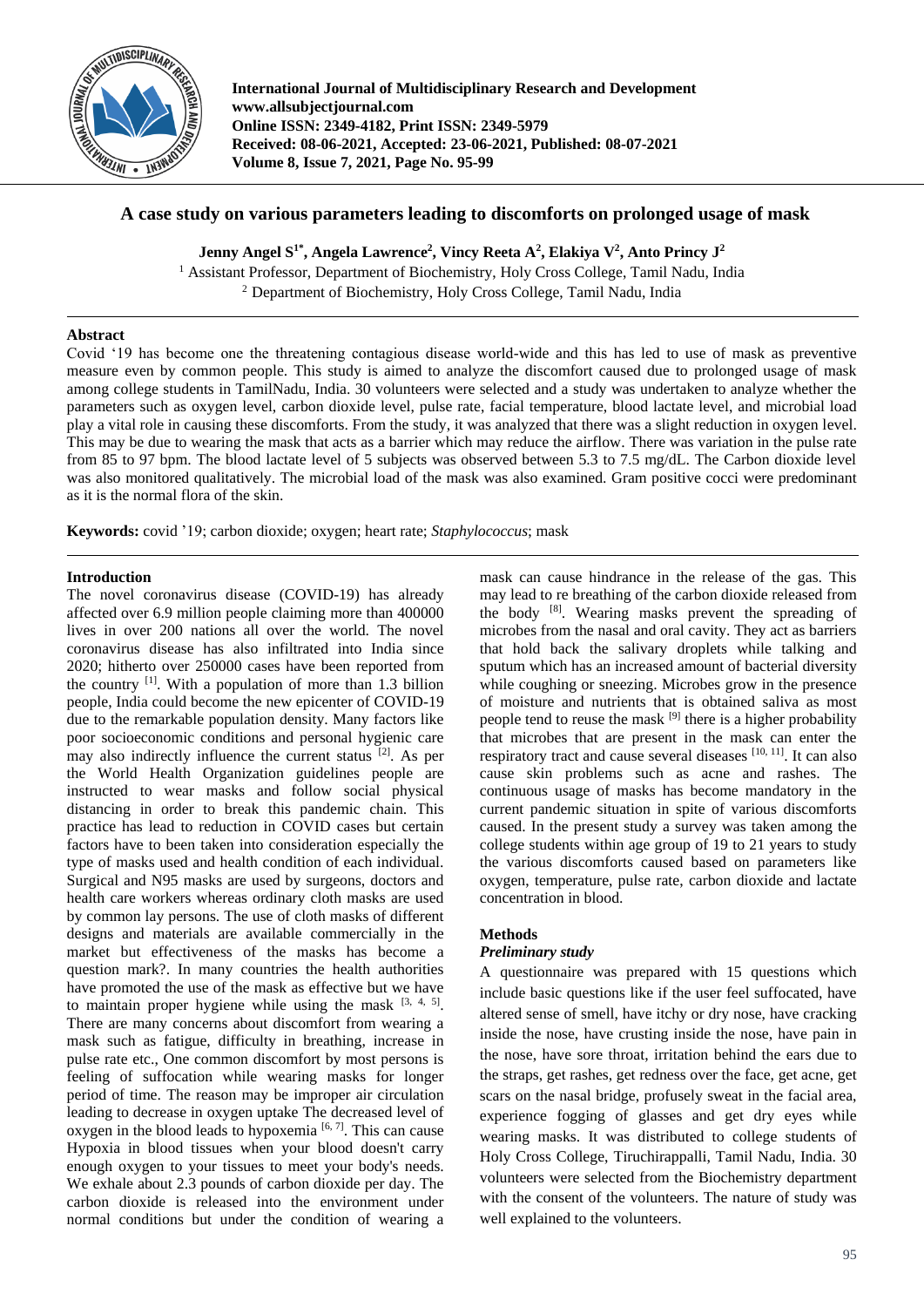International Journal of Multidisciplinary Research and Development
www.allsubjectjournal.com
Online ISSN: 2349-4182, Print ISSN: 2349-5979
Received: 08-06-2021, Accepted: 23-06-2021, Published: 08-07-2021
Volume 8, Issue 7, 2021, Page No. 95-99

# A case study on various parameters leading to discomforts on prolonged usage of mask

**Jenny Angel S[1*], Angela Lawrence[2], Vincy Reeta A[2], Elakiya V[2], Anto Princy J[2]**

[1] Assistant Professor, Department of Biochemistry, Holy Cross College, Tamil Nadu, India
[2] Department of Biochemistry, Holy Cross College, Tamil Nadu, India

## Abstract

Covid '19 has become one the threatening contagious disease world-wide and this has led to use of mask as preventive measure even by common people. This study is aimed to analyze the discomfort caused due to prolonged usage of mask among college students in TamilNadu, India. 30 volunteers were selected and a study was undertaken to analyze whether the parameters such as oxygen level, carbon dioxide level, pulse rate, facial temperature, blood lactate level, and microbial load play a vital role in causing these discomforts. From the study, it was analyzed that there was a slight reduction in oxygen level. This may be due to wearing the mask that acts as a barrier which may reduce the airflow. There was variation in the pulse rate from 85 to 97 bpm. The blood lactate level of 5 subjects was observed between 5.3 to 7.5 mg/dL. The Carbon dioxide level was also monitored qualitatively. The microbial load of the mask was also examined. Gram positive cocci were predominant as it is the normal flora of the skin.

**Keywords:** covid '19; carbon dioxide; oxygen; heart rate; *Staphylococcus*; mask

## Introduction

The novel coronavirus disease (COVID-19) has already affected over 6.9 million people claiming more than 400000 lives in over 200 nations all over the world. The novel coronavirus disease has also infiltrated into India since 2020; hitherto over 250000 cases have been reported from the country [1]. With a population of more than 1.3 billion people, India could become the new epicenter of COVID-19 due to the remarkable population density. Many factors like poor socioeconomic conditions and personal hygienic care may also indirectly influence the current status [2]. As per the World Health Organization guidelines people are instructed to wear masks and follow social physical distancing in order to break this pandemic chain. This practice has lead to reduction in COVID cases but certain factors have to been taken into consideration especially the type of masks used and health condition of each individual. Surgical and N95 masks are used by surgeons, doctors and health care workers whereas ordinary cloth masks are used by common lay persons. The use of cloth masks of different designs and materials are available commercially in the market but effectiveness of the masks has become a question mark?. In many countries the health authorities have promoted the use of the mask as effective but we have to maintain proper hygiene while using the mask [3, 4, 5]. There are many concerns about discomfort from wearing a mask such as fatigue, difficulty in breathing, increase in pulse rate etc., One common discomfort by most persons is feeling of suffocation while wearing masks for longer period of time. The reason may be improper air circulation leading to decrease in oxygen uptake The decreased level of oxygen in the blood leads to hypoxemia [6, 7]. This can cause Hypoxia in blood tissues when your blood doesn't carry enough oxygen to your tissues to meet your body's needs. We exhale about 2.3 pounds of carbon dioxide per day. The carbon dioxide is released into the environment under normal conditions but under the condition of wearing a mask can cause hindrance in the release of the gas. This may lead to re breathing of the carbon dioxide released from the body [8]. Wearing masks prevent the spreading of microbes from the nasal and oral cavity. They act as barriers that hold back the salivary droplets while talking and sputum which has an increased amount of bacterial diversity while coughing or sneezing. Microbes grow in the presence of moisture and nutrients that is obtained saliva as most people tend to reuse the mask [9] there is a higher probability that microbes that are present in the mask can enter the respiratory tract and cause several diseases [10, 11]. It can also cause skin problems such as acne and rashes. The continuous usage of masks has become mandatory in the current pandemic situation in spite of various discomforts caused. In the present study a survey was taken among the college students within age group of 19 to 21 years to study the various discomforts caused based on parameters like oxygen, temperature, pulse rate, carbon dioxide and lactate concentration in blood.

## Methods

### *Preliminary study*

A questionnaire was prepared with 15 questions which include basic questions like if the user feel suffocated, have altered sense of smell, have itchy or dry nose, have cracking inside the nose, have crusting inside the nose, have pain in the nose, have sore throat, irritation behind the ears due to the straps, get rashes, get redness over the face, get acne, get scars on the nasal bridge, profusely sweat in the facial area, experience fogging of glasses and get dry eyes while wearing masks. It was distributed to college students of Holy Cross College, Tiruchirappalli, Tamil Nadu, India. 30 volunteers were selected from the Biochemistry department with the consent of the volunteers. The nature of study was well explained to the volunteers.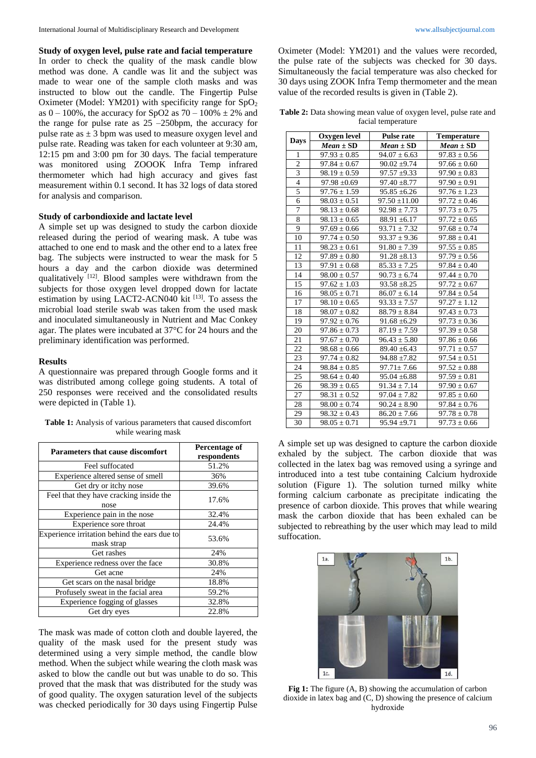### Study of oxygen level, pulse rate and facial temperature

In order to check the quality of the mask candle blow method was done. A candle was lit and the subject was made to wear one of the sample cloth masks and was instructed to blow out the candle. The Fingertip Pulse Oximeter (Model: YM201) with specificity range for $SpO_2$ as 0 – 100%, the accuracy for SpO2 as 70 – 100% ± 2% and the range for pulse rate as 25 –250bpm, the accuracy for pulse rate as ± 3 bpm was used to measure oxygen level and pulse rate. Reading was taken for each volunteer at 9:30 am, 12:15 pm and 3:00 pm for 30 days. The facial temperature was monitored using ZOOOK Infra Temp infrared thermometer which had high accuracy and gives fast measurement within 0.1 second. It has 32 logs of data stored for analysis and comparison.

### Study of carbondioxide and lactate level

A simple set up was designed to study the carbon dioxide released during the period of wearing mask. A tube was attached to one end to mask and the other end to a latex free bag. The subjects were instructed to wear the mask for 5 hours a day and the carbon dioxide was determined qualitatively [12]. Blood samples were withdrawn from the subjects for those oxygen level dropped down for lactate estimation by using LACT2-ACN040 kit [13]. To assess the microbial load sterile swab was taken from the used mask and inoculated simultaneously in Nutrient and Mac Conkey agar. The plates were incubated at 37°C for 24 hours and the preliminary identification was performed.

### Results

A questionnaire was prepared through Google forms and it was distributed among college going students. A total of 250 responses were received and the consolidated results were depicted in (Table 1).

**Table 1:** Analysis of various parameters that caused discomfort while wearing mask

| Parameters that cause discomfort | Percentage of respondents |
|---|---|
| Feel suffocated | 51.2% |
| Experience altered sense of smell | 36% |
| Get dry or itchy nose | 39.6% |
| Feel that they have cracking inside the nose | 17.6% |
| Experience pain in the nose | 32.4% |
| Experience sore throat | 24.4% |
| Experience irritation behind the ears due to mask strap | 53.6% |
| Get rashes | 24% |
| Experience redness over the face | 30.8% |
| Get acne | 24% |
| Get scars on the nasal bridge | 18.8% |
| Profusely sweat in the facial area | 59.2% |
| Experience fogging of glasses | 32.8% |
| Get dry eyes | 22.8% |

The mask was made of cotton cloth and double layered, the quality of the mask used for the present study was determined using a very simple method, the candle blow method. When the subject while wearing the cloth mask was asked to blow the candle out but was unable to do so. This proved that the mask that was distributed for the study was of good quality. The oxygen saturation level of the subjects was checked periodically for 30 days using Fingertip Pulse Oximeter (Model: YM201) and the values were recorded, the pulse rate of the subjects was checked for 30 days. Simultaneously the facial temperature was also checked for 30 days using ZOOK Infra Temp thermometer and the mean value of the recorded results is given in (Table 2).

**Table 2:** Data showing mean value of oxygen level, pulse rate and facial temperature

| Days | Oxygen level | Pulse rate | Temperature |
|---|---|---|---|
| | ***Mean* ± SD** | ***Mean* ± SD** | ***Mean* ± SD** |
| 1 | 97.93 ± 0.85 | 94.07 ± 6.63 | 97.83 ± 0.56 |
| 2 | 97.84 ± 0.67 | 90.02 ±9.74 | 97.66 ± 0.60 |
| 3 | 98.19 ± 0.59 | 97.57 ±9.33 | 97.90 ± 0.83 |
| 4 | 97.98 ±0.69 | 97.40 ±8.77 | 97.90 ± 0.91 |
| 5 | 97.76 ± 1.59 | 95.85 ±6.26 | 97.76 ± 1.23 |
| 6 | 98.03 ± 0.51 | 97.50 ±11.00 | 97.72 ± 0.46 |
| 7 | 98.13 ± 0.68 | 92.98 ± 7.73 | 97.73 ± 0.75 |
| 8 | 98.13 ± 0.65 | 88.91 ±6.17 | 97.72 ± 0.65 |
| 9 | 97.69 ± 0.66 | 93.71 ± 7.32 | 97.68 ± 0.74 |
| 10 | 97.74 ± 0.50 | 93.37 ± 9.36 | 97.88 ± 0.41 |
| 11 | 98.23 ± 0.61 | 91.80 ± 7.39 | 97.55 ± 0.85 |
| 12 | 97.89 ± 0.80 | 91.28 ±8.13 | 97.79 ± 0.56 |
| 13 | 97.91 ± 0.68 | 85.33 ± 7.25 | 97.84 ± 0.40 |
| 14 | 98.00 ± 0.57 | 90.73 ± 6.74 | 97.44 ± 0.70 |
| 15 | 97.62 ± 1.03 | 93.58 ±8.25 | 97.72 ± 0.67 |
| 16 | 98.05 ± 0.71 | 86.07 ± 6.14 | 97.84 ± 0.54 |
| 17 | 98.10 ± 0.65 | 93.33 ± 7.57 | 97.27 ± 1.12 |
| 18 | 98.07 ± 0.82 | 88.79 ± 8.84 | 97.43 ± 0.73 |
| 19 | 97.92 ± 0.76 | 91.68 ±6.29 | 97.73 ± 0.36 |
| 20 | 97.86 ± 0.73 | 87.19 ± 7.59 | 97.39 ± 0.58 |
| 21 | 97.67 ± 0.70 | 96.43 ± 5.80 | 97.86 ± 0.66 |
| 22 | 98.68 ± 0.66 | 89.40 ±6.43 | 97.71 ± 0.57 |
| 23 | 97.74 ± 0.82 | 94.88 ±7.82 | 97.54 ± 0.51 |
| 24 | 98.84 ± 0.85 | 97.71± 7.66 | 97.52 ± 0.88 |
| 25 | 98.64 ± 0.40 | 95.04 ±6.88 | 97.59 ± 0.81 |
| 26 | 98.39 ± 0.65 | 91.34 ± 7.14 | 97.90 ± 0.67 |
| 27 | 98.31 ± 0.52 | 97.04 ± 7.82 | 97.85 ± 0.60 |
| 28 | 98.00 ± 0.74 | 90.24 ± 8.90 | 97.84 ± 0.76 |
| 29 | 98.32 ± 0.43 | 86.20 ± 7.66 | 97.78 ± 0.78 |
| 30 | 98.05 ± 0.71 | 95.94 ±9.71 | 97.73 ± 0.66 |

A simple set up was designed to capture the carbon dioxide exhaled by the subject. The carbon dioxide that was collected in the latex bag was removed using a syringe and introduced into a test tube containing Calcium hydroxide solution (Figure 1). The solution turned milky white forming calcium carbonate as precipitate indicating the presence of carbon dioxide. This proves that while wearing mask the carbon dioxide that has been exhaled can be subjected to rebreathing by the user which may lead to mild suffocation.

**Fig 1:** The figure (A, B) showing the accumulation of carbon dioxide in latex bag and (C, D) showing the presence of calcium hydroxide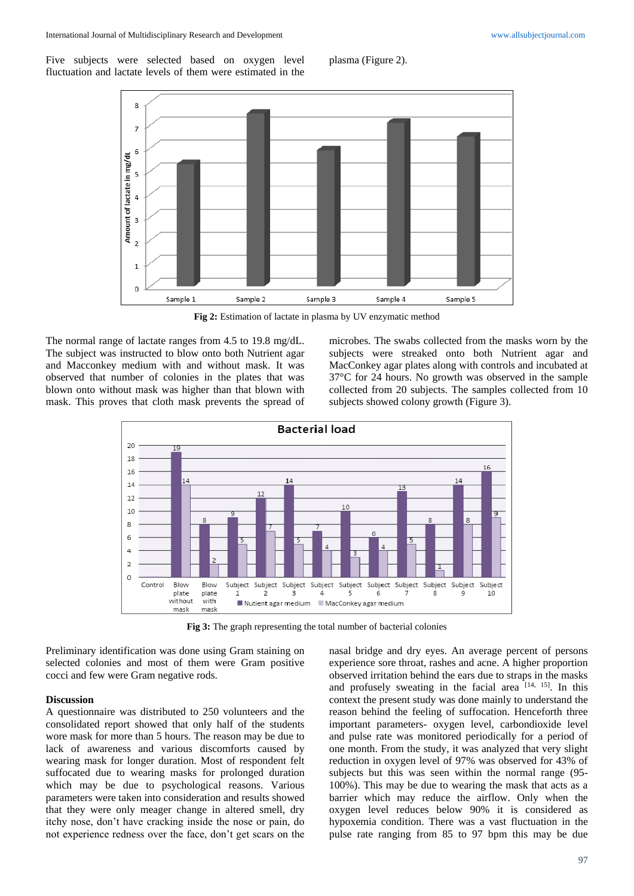Five subjects were selected based on oxygen level fluctuation and lactate levels of them were estimated in the plasma (Figure 2).

**Fig 2:** Estimation of lactate in plasma by UV enzymatic method

The normal range of lactate ranges from 4.5 to 19.8 mg/dL. The subject was instructed to blow onto both Nutrient agar and Macconkey medium with and without mask. It was observed that number of colonies in the plates that was blown onto without mask was higher than that blown with mask. This proves that cloth mask prevents the spread of microbes. The swabs collected from the masks worn by the subjects were streaked onto both Nutrient agar and MacConkey agar plates along with controls and incubated at 37°C for 24 hours. No growth was observed in the sample collected from 20 subjects. The samples collected from 10 subjects showed colony growth (Figure 3).

**Fig 3:** The graph representing the total number of bacterial colonies

Preliminary identification was done using Gram staining on selected colonies and most of them were Gram positive cocci and few were Gram negative rods.

## Discussion

A questionnaire was distributed to 250 volunteers and the consolidated report showed that only half of the students wore mask for more than 5 hours. The reason may be due to lack of awareness and various discomforts caused by wearing mask for longer duration. Most of respondent felt suffocated due to wearing masks for prolonged duration which may be due to psychological reasons. Various parameters were taken into consideration and results showed that they were only meager change in altered smell, dry itchy nose, don't have cracking inside the nose or pain, do not experience redness over the face, don't get scars on the nasal bridge and dry eyes. An average percent of persons experience sore throat, rashes and acne. A higher proportion observed irritation behind the ears due to straps in the masks and profusely sweating in the facial area [14, 15]. In this context the present study was done mainly to understand the reason behind the feeling of suffocation. Henceforth three important parameters- oxygen level, carbondioxide level and pulse rate was monitored periodically for a period of one month. From the study, it was analyzed that very slight reduction in oxygen level of 97% was observed for 43% of subjects but this was seen within the normal range (95-100%). This may be due to wearing the mask that acts as a barrier which may reduce the airflow. Only when the oxygen level reduces below 90% it is considered as hypoxemia condition. There was a vast fluctuation in the pulse rate ranging from 85 to 97 bpm this may be due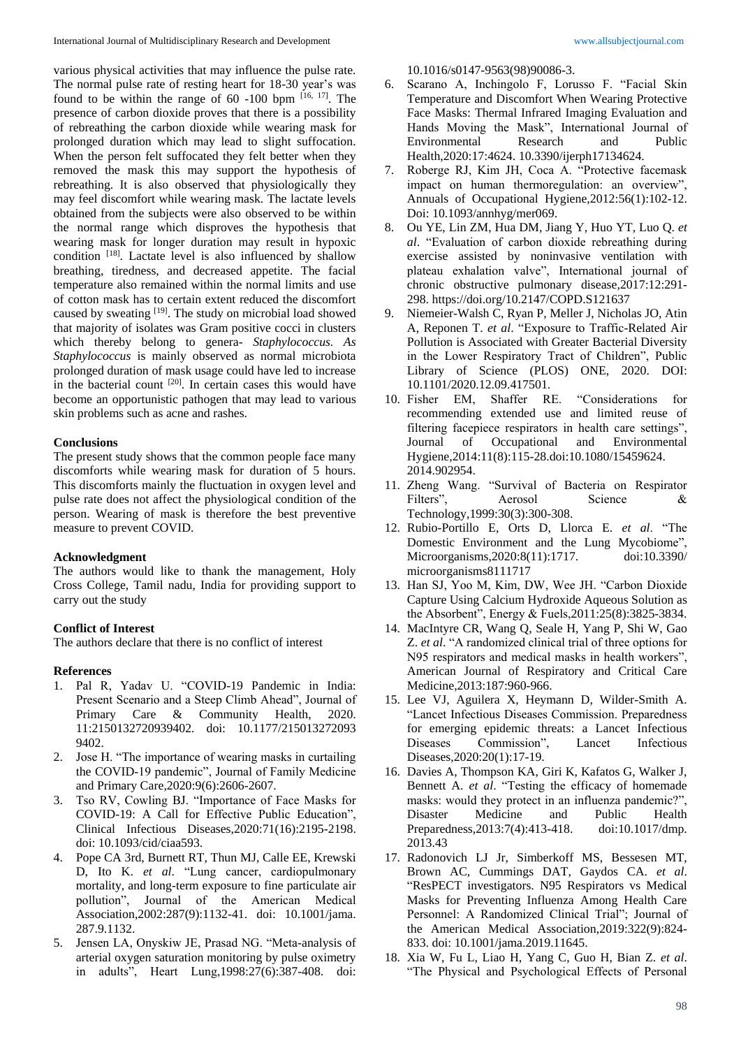various physical activities that may influence the pulse rate. The normal pulse rate of resting heart for 18-30 year's was found to be within the range of 60 -100 bpm [16, 17]. The presence of carbon dioxide proves that there is a possibility of rebreathing the carbon dioxide while wearing mask for prolonged duration which may lead to slight suffocation. When the person felt suffocated they felt better when they removed the mask this may support the hypothesis of rebreathing. It is also observed that physiologically they may feel discomfort while wearing mask. The lactate levels obtained from the subjects were also observed to be within the normal range which disproves the hypothesis that wearing mask for longer duration may result in hypoxic condition [18]. Lactate level is also influenced by shallow breathing, tiredness, and decreased appetite. The facial temperature also remained within the normal limits and use of cotton mask has to certain extent reduced the discomfort caused by sweating [19]. The study on microbial load showed that majority of isolates was Gram positive cocci in clusters which thereby belong to genera- *Staphylococcus. As Staphylococcus* is mainly observed as normal microbiota prolonged duration of mask usage could have led to increase in the bacterial count [20]. In certain cases this would have become an opportunistic pathogen that may lead to various skin problems such as acne and rashes.

## Conclusions

The present study shows that the common people face many discomforts while wearing mask for duration of 5 hours. This discomforts mainly the fluctuation in oxygen level and pulse rate does not affect the physiological condition of the person. Wearing of mask is therefore the best preventive measure to prevent COVID.

## Acknowledgment

The authors would like to thank the management, Holy Cross College, Tamil nadu, India for providing support to carry out the study

## Conflict of Interest

The authors declare that there is no conflict of interest

## References

1. Pal R, Yadav U. "COVID-19 Pandemic in India: Present Scenario and a Steep Climb Ahead", Journal of Primary Care & Community Health, 2020. 11:2150132720939402. doi: 10.1177/2150132720939402.
2. Jose H. "The importance of wearing masks in curtailing the COVID-19 pandemic", Journal of Family Medicine and Primary Care,2020:9(6):2606-2607.
3. Tso RV, Cowling BJ. "Importance of Face Masks for COVID-19: A Call for Effective Public Education", Clinical Infectious Diseases,2020:71(16):2195-2198. doi: 10.1093/cid/ciaa593.
4. Pope CA 3rd, Burnett RT, Thun MJ, Calle EE, Krewski D, Ito K. *et al*. "Lung cancer, cardiopulmonary mortality, and long-term exposure to fine particulate air pollution", Journal of the American Medical Association,2002:287(9):1132-41. doi: 10.1001/jama.287.9.1132.
5. Jensen LA, Onyskiw JE, Prasad NG. "Meta-analysis of arterial oxygen saturation monitoring by pulse oximetry in adults", Heart Lung,1998:27(6):387-408. doi: 10.1016/s0147-9563(98)90086-3.
6. Scarano A, Inchingolo F, Lorusso F. "Facial Skin Temperature and Discomfort When Wearing Protective Face Masks: Thermal Infrared Imaging Evaluation and Hands Moving the Mask", International Journal of Environmental Research and Public Health,2020:17:4624. 10.3390/ijerph17134624.
7. Roberge RJ, Kim JH, Coca A. "Protective facemask impact on human thermoregulation: an overview", Annuals of Occupational Hygiene,2012:56(1):102-12. Doi: 10.1093/annhyg/mer069.
8. Ou YE, Lin ZM, Hua DM, Jiang Y, Huo YT, Luo Q. *et al*. "Evaluation of carbon dioxide rebreathing during exercise assisted by noninvasive ventilation with plateau exhalation valve", International journal of chronic obstructive pulmonary disease,2017:12:291-298. https://doi.org/10.2147/COPD.S121637
9. Niemeier-Walsh C, Ryan P, Meller J, Nicholas JO, Atin A, Reponen T. *et al*. "Exposure to Traffic-Related Air Pollution is Associated with Greater Bacterial Diversity in the Lower Respiratory Tract of Children", Public Library of Science (PLOS) ONE, 2020. DOI: 10.1101/2020.12.09.417501.
10. Fisher EM, Shaffer RE. "Considerations for recommending extended use and limited reuse of filtering facepiece respirators in health care settings", Journal of Occupational and Environmental Hygiene,2014:11(8):115-28.doi:10.1080/15459624.2014.902954.
11. Zheng Wang. "Survival of Bacteria on Respirator Filters", Aerosol Science & Technology,1999:30(3):300-308.
12. Rubio-Portillo E, Orts D, Llorca E. *et al*. "The Domestic Environment and the Lung Mycobiome", Microorganisms,2020:8(11):1717. doi:10.3390/microorganisms8111717
13. Han SJ, Yoo M, Kim, DW, Wee JH. "Carbon Dioxide Capture Using Calcium Hydroxide Aqueous Solution as the Absorbent", Energy & Fuels,2011:25(8):3825-3834.
14. MacIntyre CR, Wang Q, Seale H, Yang P, Shi W, Gao Z. *et al*. "A randomized clinical trial of three options for N95 respirators and medical masks in health workers", American Journal of Respiratory and Critical Care Medicine,2013:187:960-966.
15. Lee VJ, Aguilera X, Heymann D, Wilder-Smith A. "Lancet Infectious Diseases Commission. Preparedness for emerging epidemic threats: a Lancet Infectious Diseases Commission", Lancet Infectious Diseases,2020:20(1):17-19.
16. Davies A, Thompson KA, Giri K, Kafatos G, Walker J, Bennett A. *et al*. "Testing the efficacy of homemade masks: would they protect in an influenza pandemic?", Disaster Medicine and Public Health Preparedness,2013:7(4):413-418. doi:10.1017/dmp.2013.43
17. Radonovich LJ Jr, Simberkoff MS, Bessesen MT, Brown AC, Cummings DAT, Gaydos CA. *et al*. "ResPECT investigators. N95 Respirators vs Medical Masks for Preventing Influenza Among Health Care Personnel: A Randomized Clinical Trial"; Journal of the American Medical Association,2019:322(9):824-833. doi: 10.1001/jama.2019.11645.
18. Xia W, Fu L, Liao H, Yang C, Guo H, Bian Z. *et al*. "The Physical and Psychological Effects of Personal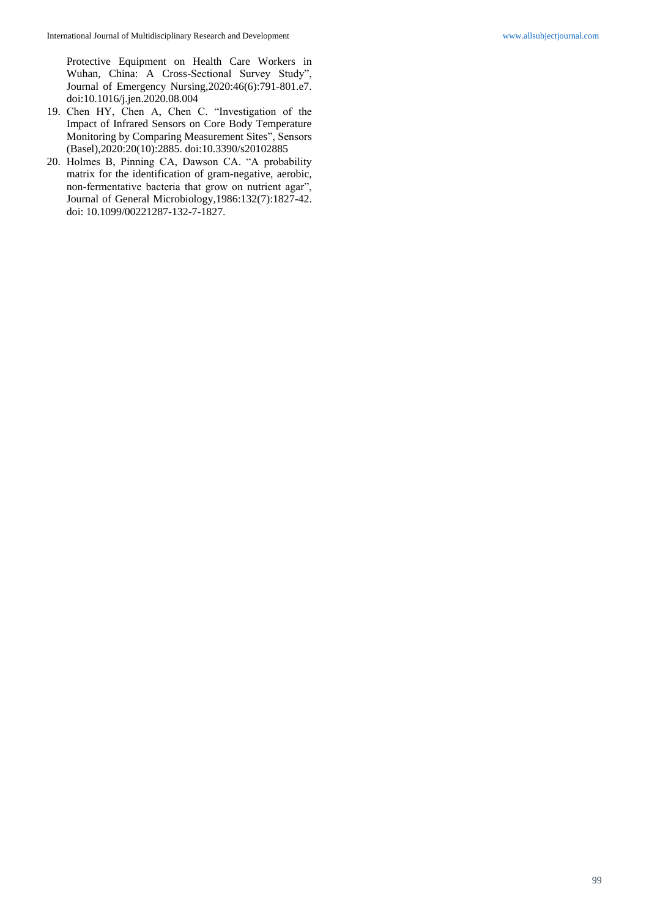Protective Equipment on Health Care Workers in Wuhan, China: A Cross-Sectional Survey Study", Journal of Emergency Nursing,2020:46(6):791-801.e7. doi:10.1016/j.jen.2020.08.004

19. Chen HY, Chen A, Chen C. "Investigation of the Impact of Infrared Sensors on Core Body Temperature Monitoring by Comparing Measurement Sites", Sensors (Basel),2020:20(10):2885. doi:10.3390/s20102885
20. Holmes B, Pinning CA, Dawson CA. "A probability matrix for the identification of gram-negative, aerobic, non-fermentative bacteria that grow on nutrient agar", Journal of General Microbiology,1986:132(7):1827-42. doi: 10.1099/00221287-132-7-1827.